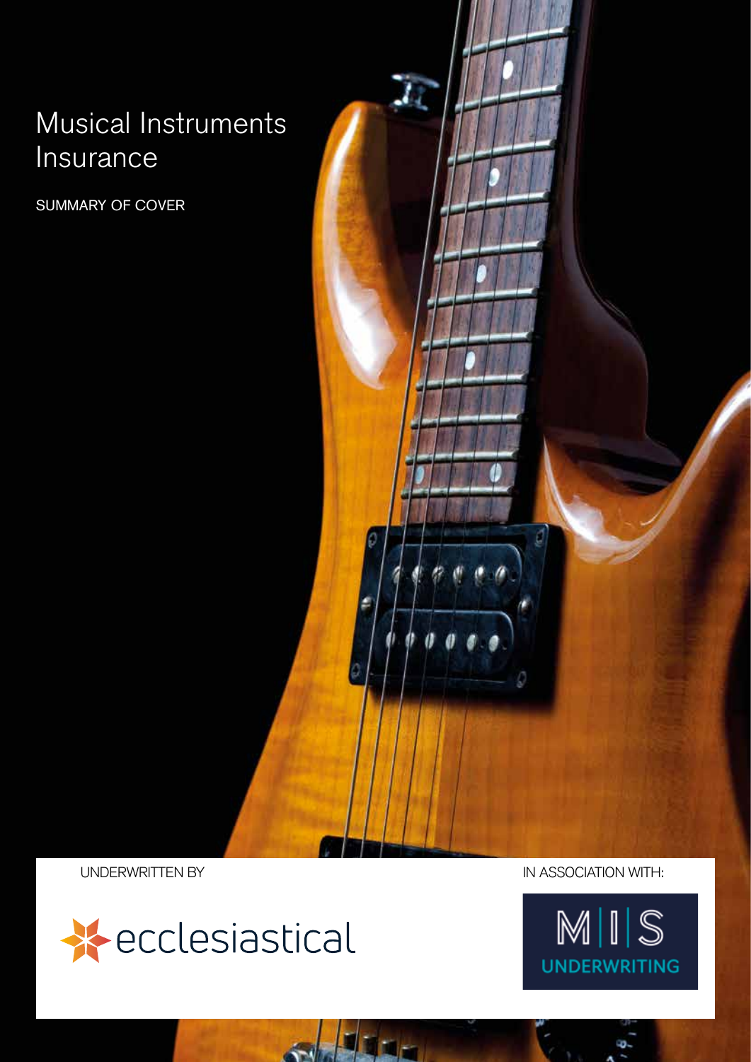# Musical Instruments Insurance

SUMMARY OF COVER

UNDERWRITTEN BY

ecclesiastical

IN ASSOCIATION WITH:

M|I|S UNDERWRITING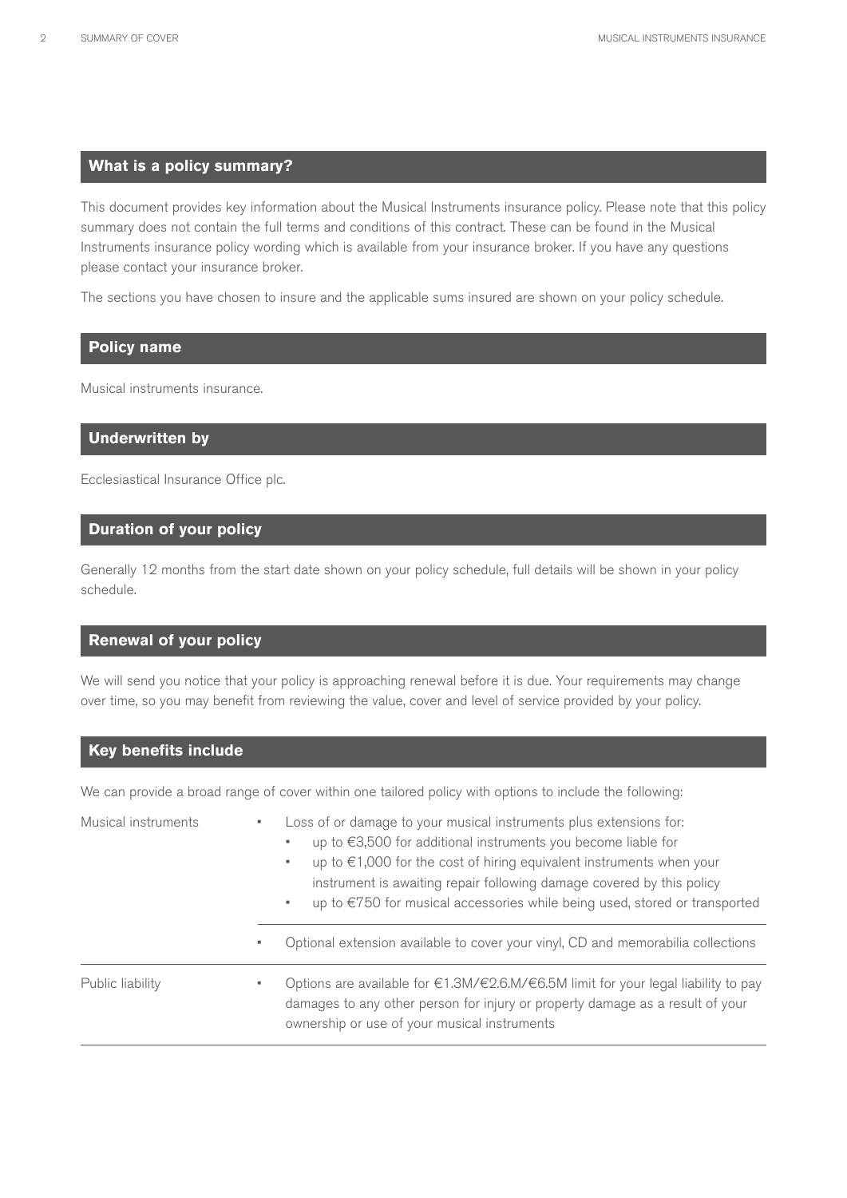## What is a policy summary?

This document provides key information about the Musical Instruments insurance policy. Please note that this policy summary does not contain the full terms and conditions of this contract. These can be found in the Musical Instruments insurance policy wording which is available from your insurance broker. If you have any questions please contact your insurance broker.

The sections you have chosen to insure and the applicable sums insured are shown on your policy schedule.

## Policy name

Musical instruments insurance.

## Underwritten by

Ecclesiastical Insurance Office plc.

## Duration of your policy

Generally 12 months from the start date shown on your policy schedule, full details will be shown in your policy schedule.

## Renewal of your policy

We will send you notice that your policy is approaching renewal before it is due. Your requirements may change over time, so you may benefit from reviewing the value, cover and level of service provided by your policy.

## Key benefits include

We can provide a broad range of cover within one tailored policy with options to include the following:

| | |
|---|---|
| Musical instruments | ▪ Loss of or damage to your musical instruments plus extensions for:<br>▪ up to €3,500 for additional instruments you become liable for<br>▪ up to €1,000 for the cost of hiring equivalent instruments when your instrument is awaiting repair following damage covered by this policy<br>▪ up to €750 for musical accessories while being used, stored or transported |
| | ▪ Optional extension available to cover your vinyl, CD and memorabilia collections |
| Public liability | ▪ Options are available for €1.3M/€2.6M/€6.5M limit for your legal liability to pay damages to any other person for injury or property damage as a result of your ownership or use of your musical instruments |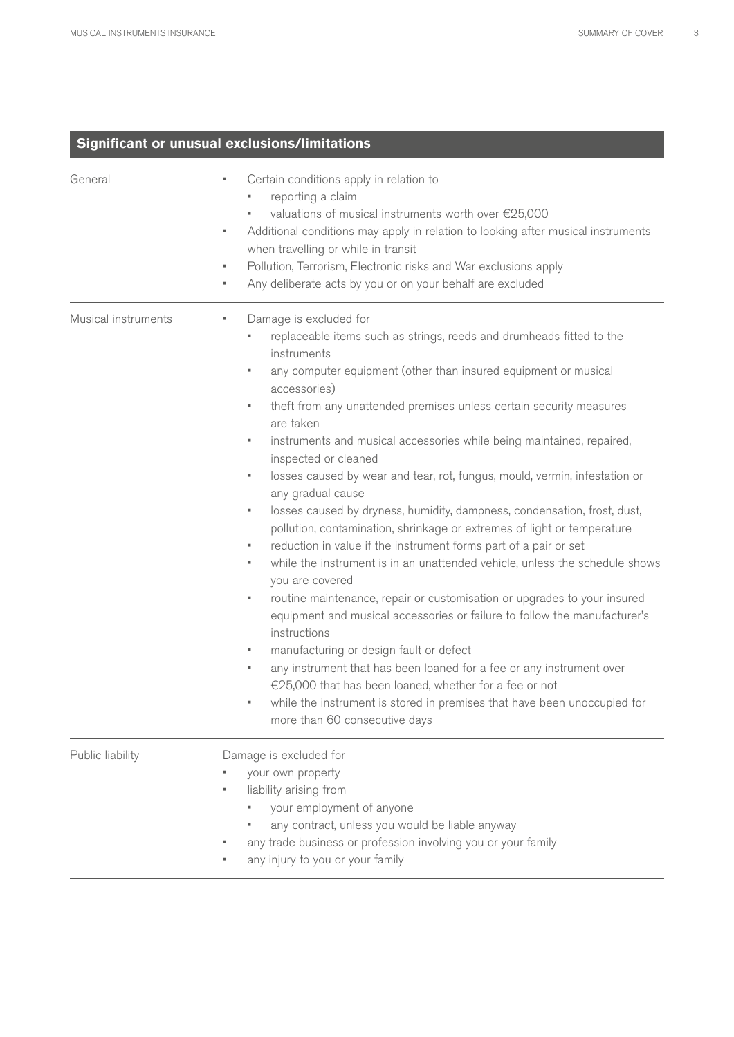## Significant or unusual exclusions/limitations

| | |
|---|---|
| General | • Certain conditions apply in relation to<br>  ▪ reporting a claim<br>  ▪ valuations of musical instruments worth over €25,000<br>• Additional conditions may apply in relation to looking after musical instruments when travelling or while in transit<br>• Pollution, Terrorism, Electronic risks and War exclusions apply<br>• Any deliberate acts by you or on your behalf are excluded |
| Musical instruments | • Damage is excluded for<br>  ▪ replaceable items such as strings, reeds and drumheads fitted to the instruments<br>  ▪ any computer equipment (other than insured equipment or musical accessories)<br>  ▪ theft from any unattended premises unless certain security measures are taken<br>  ▪ instruments and musical accessories while being maintained, repaired, inspected or cleaned<br>  ▪ losses caused by wear and tear, rot, fungus, mould, vermin, infestation or any gradual cause<br>  ▪ losses caused by dryness, humidity, dampness, condensation, frost, dust, pollution, contamination, shrinkage or extremes of light or temperature<br>  ▪ reduction in value if the instrument forms part of a pair or set<br>  ▪ while the instrument is in an unattended vehicle, unless the schedule shows you are covered<br>  ▪ routine maintenance, repair or customisation or upgrades to your insured equipment and musical accessories or failure to follow the manufacturer's instructions<br>  ▪ manufacturing or design fault or defect<br>  ▪ any instrument that has been loaned for a fee or any instrument over €25,000 that has been loaned, whether for a fee or not<br>  ▪ while the instrument is stored in premises that have been unoccupied for more than 60 consecutive days |
| Public liability | Damage is excluded for<br>• your own property<br>• liability arising from<br>  ▪ your employment of anyone<br>  ▪ any contract, unless you would be liable anyway<br>• any trade business or profession involving you or your family<br>• any injury to you or your family |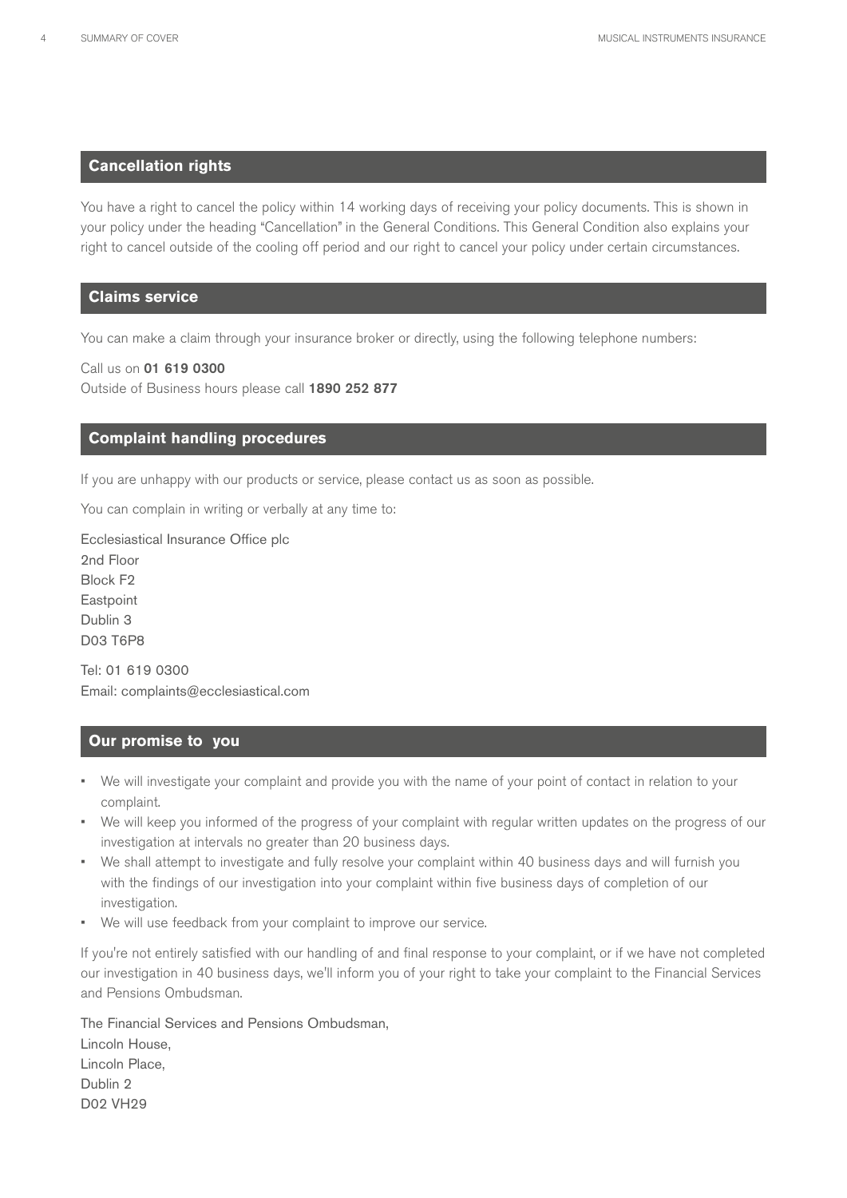## Cancellation rights

You have a right to cancel the policy within 14 working days of receiving your policy documents. This is shown in your policy under the heading "Cancellation" in the General Conditions. This General Condition also explains your right to cancel outside of the cooling off period and our right to cancel your policy under certain circumstances.

## Claims service

You can make a claim through your insurance broker or directly, using the following telephone numbers:

Call us on **01 619 0300**
Outside of Business hours please call **1890 252 877**

## Complaint handling procedures

If you are unhappy with our products or service, please contact us as soon as possible.

You can complain in writing or verbally at any time to:

Ecclesiastical Insurance Office plc
2nd Floor
Block F2
Eastpoint
Dublin 3
D03 T6P8

Tel: 01 619 0300
Email: complaints@ecclesiastical.com

## Our promise to you

- We will investigate your complaint and provide you with the name of your point of contact in relation to your complaint.
- We will keep you informed of the progress of your complaint with regular written updates on the progress of our investigation at intervals no greater than 20 business days.
- We shall attempt to investigate and fully resolve your complaint within 40 business days and will furnish you with the findings of our investigation into your complaint within five business days of completion of our investigation.
- We will use feedback from your complaint to improve our service.

If you're not entirely satisfied with our handling of and final response to your complaint, or if we have not completed our investigation in 40 business days, we'll inform you of your right to take your complaint to the Financial Services and Pensions Ombudsman.

The Financial Services and Pensions Ombudsman,
Lincoln House,
Lincoln Place,
Dublin 2
D02 VH29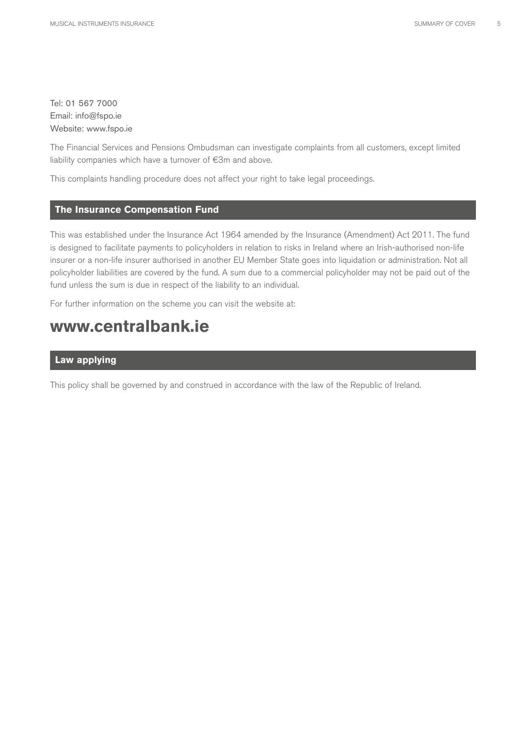Tel: 01 567 7000
Email: info@fspo.ie
Website: www.fspo.ie

The Financial Services and Pensions Ombudsman can investigate complaints from all customers, except limited liability companies which have a turnover of €3m and above.

This complaints handling procedure does not affect your right to take legal proceedings.

## The Insurance Compensation Fund

This was established under the Insurance Act 1964 amended by the Insurance (Amendment) Act 2011. The fund is designed to facilitate payments to policyholders in relation to risks in Ireland where an Irish-authorised non-life insurer or a non-life insurer authorised in another EU Member State goes into liquidation or administration. Not all policyholder liabilities are covered by the fund. A sum due to a commercial policyholder may not be paid out of the fund unless the sum is due in respect of the liability to an individual.

For further information on the scheme you can visit the website at:

# www.centralbank.ie

## Law applying

This policy shall be governed by and construed in accordance with the law of the Republic of Ireland.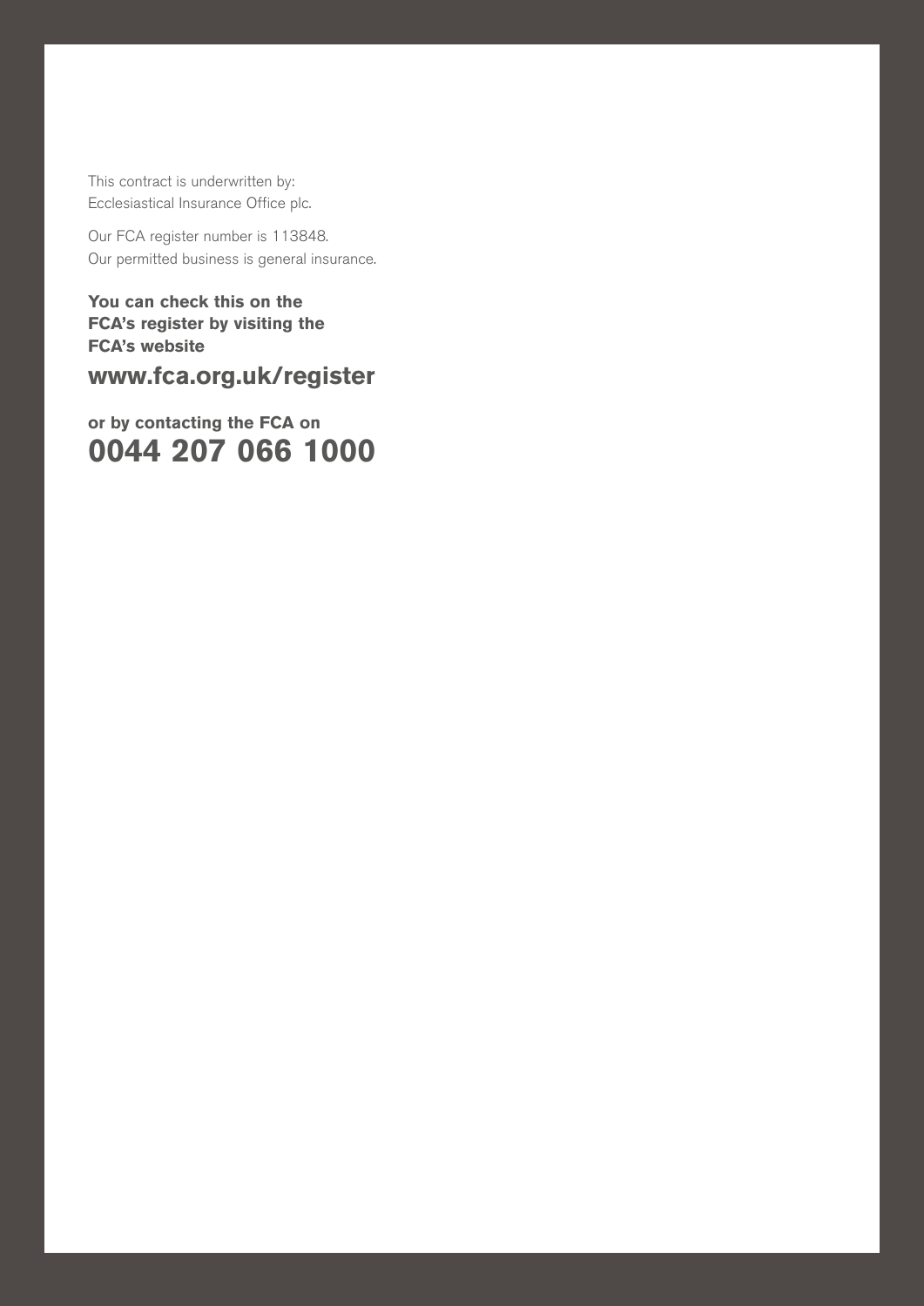This contract is underwritten by:
Ecclesiastical Insurance Office plc.

Our FCA register number is 113848.
Our permitted business is general insurance.

**You can check this on the FCA's register by visiting the FCA's website**

**www.fca.org.uk/register**

**or by contacting the FCA on**

**0044 207 066 1000**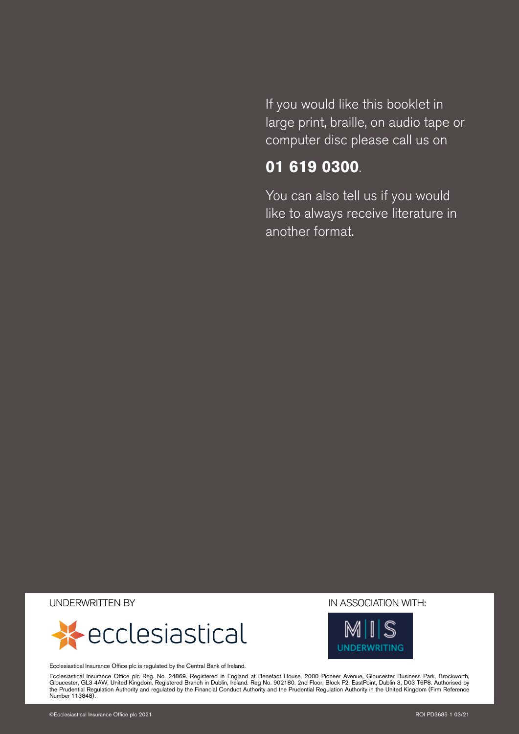If you would like this booklet in large print, braille, on audio tape or computer disc please call us on

**01 619 0300**.

You can also tell us if you would like to always receive literature in another format.

UNDERWRITTEN BY

ecclesiastical

IN ASSOCIATION WITH:

MIS UNDERWRITING

Ecclesiastical Insurance Office plc is regulated by the Central Bank of Ireland.

Ecclesiastical Insurance Office plc Reg. No. 24869. Registered in England at Benefact House, 2000 Pioneer Avenue, Gloucester Business Park, Brockworth, Gloucester, GL3 4AW, United Kingdom. Registered Branch in Dublin, Ireland. Reg No. 902180. 2nd Floor, Block F2, EastPoint, Dublin 3, D03 T6P8. Authorised by the Prudential Regulation Authority and regulated by the Financial Conduct Authority and the Prudential Regulation Authority in the United Kingdom (Firm Reference Number 113848).

©Ecclesiastical Insurance Office plc 2021

ROI PD3685 1 03/21